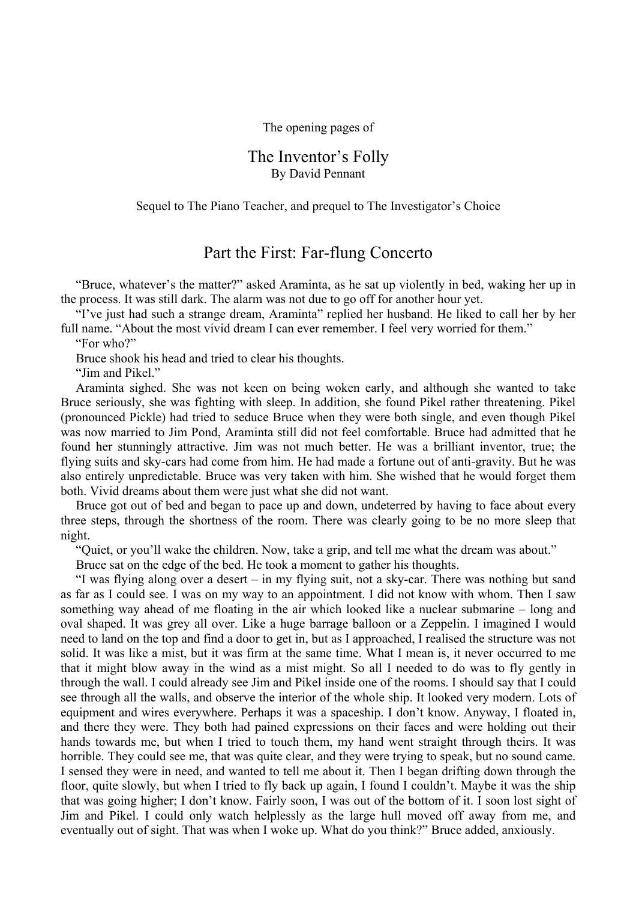The opening pages of

# The Inventor's Folly

By David Pennant

Sequel to The Piano Teacher, and prequel to The Investigator's Choice

## Part the First: Far-flung Concerto

"Bruce, whatever's the matter?" asked Araminta, as he sat up violently in bed, waking her up in the process. It was still dark. The alarm was not due to go off for another hour yet.

"I've just had such a strange dream, Araminta" replied her husband. He liked to call her by her full name. "About the most vivid dream I can ever remember. I feel very worried for them."

"For who?"

Bruce shook his head and tried to clear his thoughts.

"Jim and Pikel."

Araminta sighed. She was not keen on being woken early, and although she wanted to take Bruce seriously, she was fighting with sleep. In addition, she found Pikel rather threatening. Pikel (pronounced Pickle) had tried to seduce Bruce when they were both single, and even though Pikel was now married to Jim Pond, Araminta still did not feel comfortable. Bruce had admitted that he found her stunningly attractive. Jim was not much better. He was a brilliant inventor, true; the flying suits and sky-cars had come from him. He had made a fortune out of anti-gravity. But he was also entirely unpredictable. Bruce was very taken with him. She wished that he would forget them both. Vivid dreams about them were just what she did not want.

Bruce got out of bed and began to pace up and down, undeterred by having to face about every three steps, through the shortness of the room. There was clearly going to be no more sleep that night.

"Quiet, or you'll wake the children. Now, take a grip, and tell me what the dream was about."

Bruce sat on the edge of the bed. He took a moment to gather his thoughts.

"I was flying along over a desert – in my flying suit, not a sky-car. There was nothing but sand as far as I could see. I was on my way to an appointment. I did not know with whom. Then I saw something way ahead of me floating in the air which looked like a nuclear submarine – long and oval shaped. It was grey all over. Like a huge barrage balloon or a Zeppelin. I imagined I would need to land on the top and find a door to get in, but as I approached, I realised the structure was not solid. It was like a mist, but it was firm at the same time. What I mean is, it never occurred to me that it might blow away in the wind as a mist might. So all I needed to do was to fly gently in through the wall. I could already see Jim and Pikel inside one of the rooms. I should say that I could see through all the walls, and observe the interior of the whole ship. It looked very modern. Lots of equipment and wires everywhere. Perhaps it was a spaceship. I don't know. Anyway, I floated in, and there they were. They both had pained expressions on their faces and were holding out their hands towards me, but when I tried to touch them, my hand went straight through theirs. It was horrible. They could see me, that was quite clear, and they were trying to speak, but no sound came. I sensed they were in need, and wanted to tell me about it. Then I began drifting down through the floor, quite slowly, but when I tried to fly back up again, I found I couldn't. Maybe it was the ship that was going higher; I don't know. Fairly soon, I was out of the bottom of it. I soon lost sight of Jim and Pikel. I could only watch helplessly as the large hull moved off away from me, and eventually out of sight. That was when I woke up. What do you think?" Bruce added, anxiously.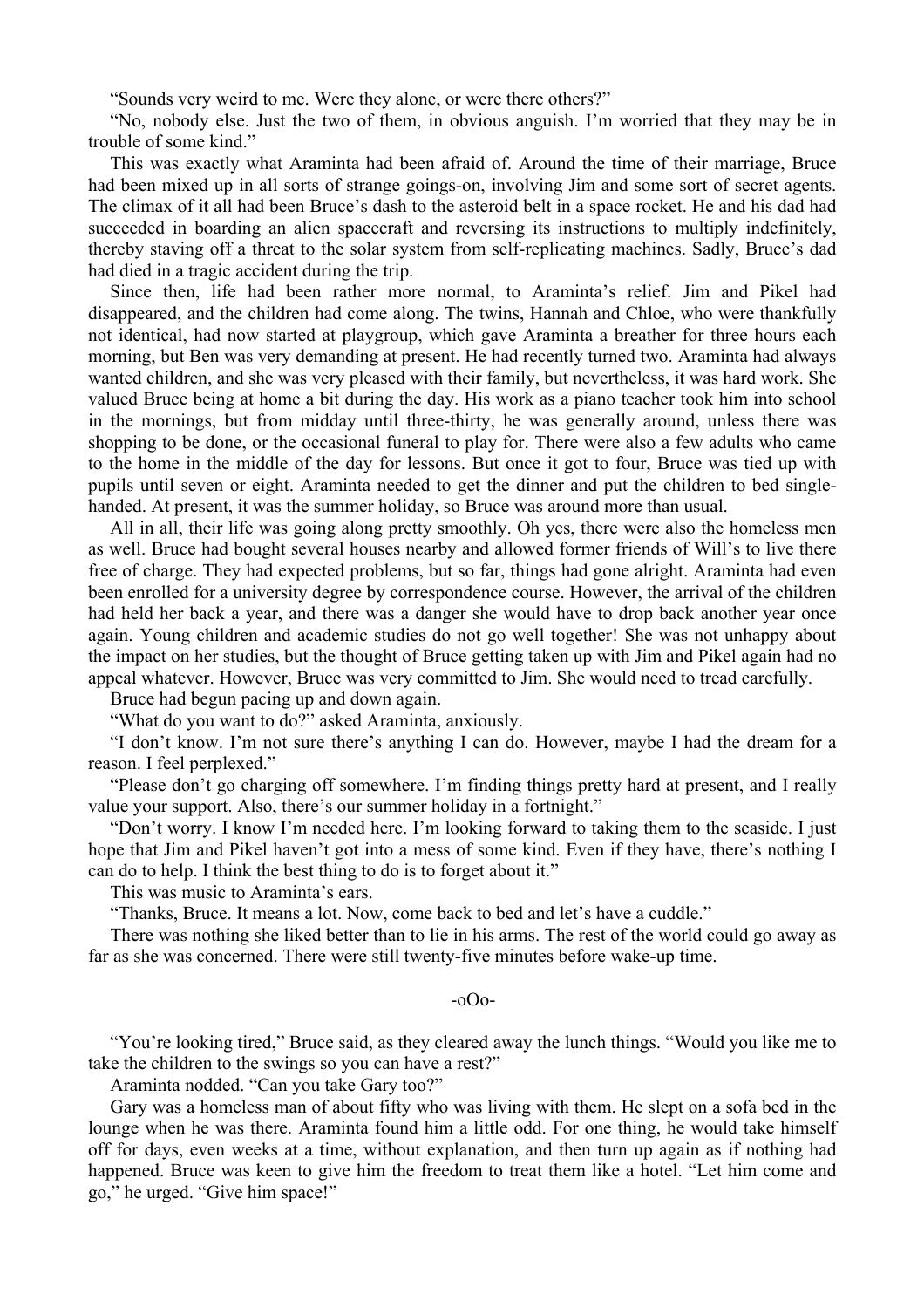"Sounds very weird to me. Were they alone, or were there others?"

"No, nobody else. Just the two of them, in obvious anguish. I'm worried that they may be in trouble of some kind."

This was exactly what Araminta had been afraid of. Around the time of their marriage, Bruce had been mixed up in all sorts of strange goings-on, involving Jim and some sort of secret agents. The climax of it all had been Bruce's dash to the asteroid belt in a space rocket. He and his dad had succeeded in boarding an alien spacecraft and reversing its instructions to multiply indefinitely, thereby staving off a threat to the solar system from self-replicating machines. Sadly, Bruce's dad had died in a tragic accident during the trip.

Since then, life had been rather more normal, to Araminta's relief. Jim and Pikel had disappeared, and the children had come along. The twins, Hannah and Chloe, who were thankfully not identical, had now started at playgroup, which gave Araminta a breather for three hours each morning, but Ben was very demanding at present. He had recently turned two. Araminta had always wanted children, and she was very pleased with their family, but nevertheless, it was hard work. She valued Bruce being at home a bit during the day. His work as a piano teacher took him into school in the mornings, but from midday until three-thirty, he was generally around, unless there was shopping to be done, or the occasional funeral to play for. There were also a few adults who came to the home in the middle of the day for lessons. But once it got to four, Bruce was tied up with pupils until seven or eight. Araminta needed to get the dinner and put the children to bed single-handed. At present, it was the summer holiday, so Bruce was around more than usual.

All in all, their life was going along pretty smoothly. Oh yes, there were also the homeless men as well. Bruce had bought several houses nearby and allowed former friends of Will's to live there free of charge. They had expected problems, but so far, things had gone alright. Araminta had even been enrolled for a university degree by correspondence course. However, the arrival of the children had held her back a year, and there was a danger she would have to drop back another year once again. Young children and academic studies do not go well together! She was not unhappy about the impact on her studies, but the thought of Bruce getting taken up with Jim and Pikel again had no appeal whatever. However, Bruce was very committed to Jim. She would need to tread carefully.

Bruce had begun pacing up and down again.

"What do you want to do?" asked Araminta, anxiously.

"I don't know. I'm not sure there's anything I can do. However, maybe I had the dream for a reason. I feel perplexed."

"Please don't go charging off somewhere. I'm finding things pretty hard at present, and I really value your support. Also, there's our summer holiday in a fortnight."

"Don't worry. I know I'm needed here. I'm looking forward to taking them to the seaside. I just hope that Jim and Pikel haven't got into a mess of some kind. Even if they have, there's nothing I can do to help. I think the best thing to do is to forget about it."

This was music to Araminta's ears.

"Thanks, Bruce. It means a lot. Now, come back to bed and let's have a cuddle."

There was nothing she liked better than to lie in his arms. The rest of the world could go away as far as she was concerned. There were still twenty-five minutes before wake-up time.

-oOo-

"You're looking tired," Bruce said, as they cleared away the lunch things. "Would you like me to take the children to the swings so you can have a rest?"

Araminta nodded. "Can you take Gary too?"

Gary was a homeless man of about fifty who was living with them. He slept on a sofa bed in the lounge when he was there. Araminta found him a little odd. For one thing, he would take himself off for days, even weeks at a time, without explanation, and then turn up again as if nothing had happened. Bruce was keen to give him the freedom to treat them like a hotel. "Let him come and go," he urged. "Give him space!"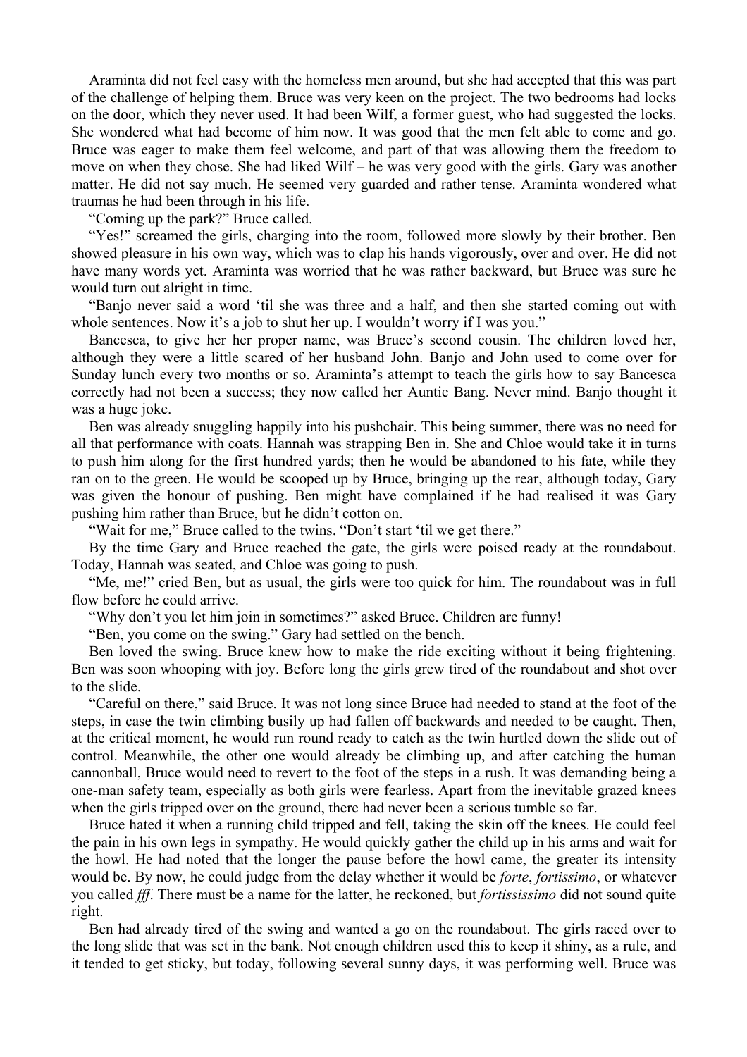Araminta did not feel easy with the homeless men around, but she had accepted that this was part of the challenge of helping them. Bruce was very keen on the project. The two bedrooms had locks on the door, which they never used. It had been Wilf, a former guest, who had suggested the locks. She wondered what had become of him now. It was good that the men felt able to come and go. Bruce was eager to make them feel welcome, and part of that was allowing them the freedom to move on when they chose. She had liked Wilf – he was very good with the girls. Gary was another matter. He did not say much. He seemed very guarded and rather tense. Araminta wondered what traumas he had been through in his life.

"Coming up the park?" Bruce called.

"Yes!" screamed the girls, charging into the room, followed more slowly by their brother. Ben showed pleasure in his own way, which was to clap his hands vigorously, over and over. He did not have many words yet. Araminta was worried that he was rather backward, but Bruce was sure he would turn out alright in time.

"Banjo never said a word 'til she was three and a half, and then she started coming out with whole sentences. Now it's a job to shut her up. I wouldn't worry if I was you."

Bancesca, to give her her proper name, was Bruce's second cousin. The children loved her, although they were a little scared of her husband John. Banjo and John used to come over for Sunday lunch every two months or so. Araminta's attempt to teach the girls how to say Bancesca correctly had not been a success; they now called her Auntie Bang. Never mind. Banjo thought it was a huge joke.

Ben was already snuggling happily into his pushchair. This being summer, there was no need for all that performance with coats. Hannah was strapping Ben in. She and Chloe would take it in turns to push him along for the first hundred yards; then he would be abandoned to his fate, while they ran on to the green. He would be scooped up by Bruce, bringing up the rear, although today, Gary was given the honour of pushing. Ben might have complained if he had realised it was Gary pushing him rather than Bruce, but he didn't cotton on.

"Wait for me," Bruce called to the twins. "Don't start 'til we get there."

By the time Gary and Bruce reached the gate, the girls were poised ready at the roundabout. Today, Hannah was seated, and Chloe was going to push.

"Me, me!" cried Ben, but as usual, the girls were too quick for him. The roundabout was in full flow before he could arrive.

"Why don't you let him join in sometimes?" asked Bruce. Children are funny!

"Ben, you come on the swing." Gary had settled on the bench.

Ben loved the swing. Bruce knew how to make the ride exciting without it being frightening. Ben was soon whooping with joy. Before long the girls grew tired of the roundabout and shot over to the slide.

"Careful on there," said Bruce. It was not long since Bruce had needed to stand at the foot of the steps, in case the twin climbing busily up had fallen off backwards and needed to be caught. Then, at the critical moment, he would run round ready to catch as the twin hurtled down the slide out of control. Meanwhile, the other one would already be climbing up, and after catching the human cannonball, Bruce would need to revert to the foot of the steps in a rush. It was demanding being a one-man safety team, especially as both girls were fearless. Apart from the inevitable grazed knees when the girls tripped over on the ground, there had never been a serious tumble so far.

Bruce hated it when a running child tripped and fell, taking the skin off the knees. He could feel the pain in his own legs in sympathy. He would quickly gather the child up in his arms and wait for the howl. He had noted that the longer the pause before the howl came, the greater its intensity would be. By now, he could judge from the delay whether it would be *forte*, *fortissimo*, or whatever you called *fff*. There must be a name for the latter, he reckoned, but *fortississimo* did not sound quite right.

Ben had already tired of the swing and wanted a go on the roundabout. The girls raced over to the long slide that was set in the bank. Not enough children used this to keep it shiny, as a rule, and it tended to get sticky, but today, following several sunny days, it was performing well. Bruce was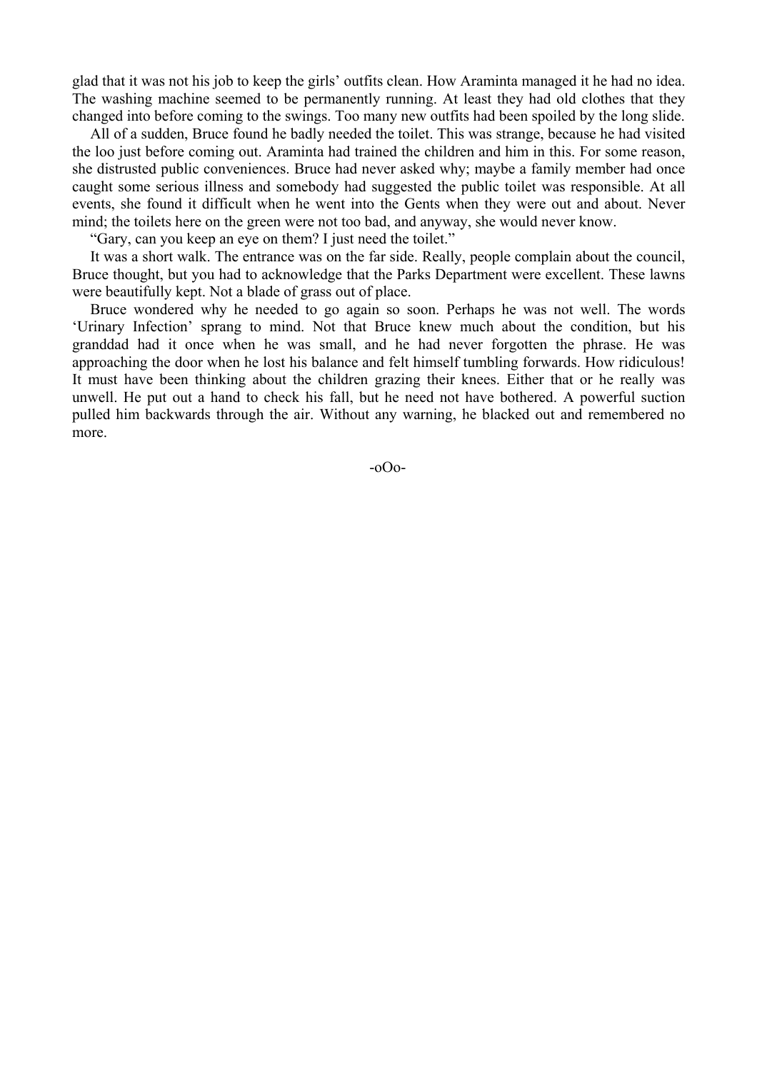glad that it was not his job to keep the girls' outfits clean. How Araminta managed it he had no idea. The washing machine seemed to be permanently running. At least they had old clothes that they changed into before coming to the swings. Too many new outfits had been spoiled by the long slide.

All of a sudden, Bruce found he badly needed the toilet. This was strange, because he had visited the loo just before coming out. Araminta had trained the children and him in this. For some reason, she distrusted public conveniences. Bruce had never asked why; maybe a family member had once caught some serious illness and somebody had suggested the public toilet was responsible. At all events, she found it difficult when he went into the Gents when they were out and about. Never mind; the toilets here on the green were not too bad, and anyway, she would never know.

"Gary, can you keep an eye on them? I just need the toilet."

It was a short walk. The entrance was on the far side. Really, people complain about the council, Bruce thought, but you had to acknowledge that the Parks Department were excellent. These lawns were beautifully kept. Not a blade of grass out of place.

Bruce wondered why he needed to go again so soon. Perhaps he was not well. The words 'Urinary Infection' sprang to mind. Not that Bruce knew much about the condition, but his granddad had it once when he was small, and he had never forgotten the phrase. He was approaching the door when he lost his balance and felt himself tumbling forwards. How ridiculous! It must have been thinking about the children grazing their knees. Either that or he really was unwell. He put out a hand to check his fall, but he need not have bothered. A powerful suction pulled him backwards through the air. Without any warning, he blacked out and remembered no more.

-oOo-